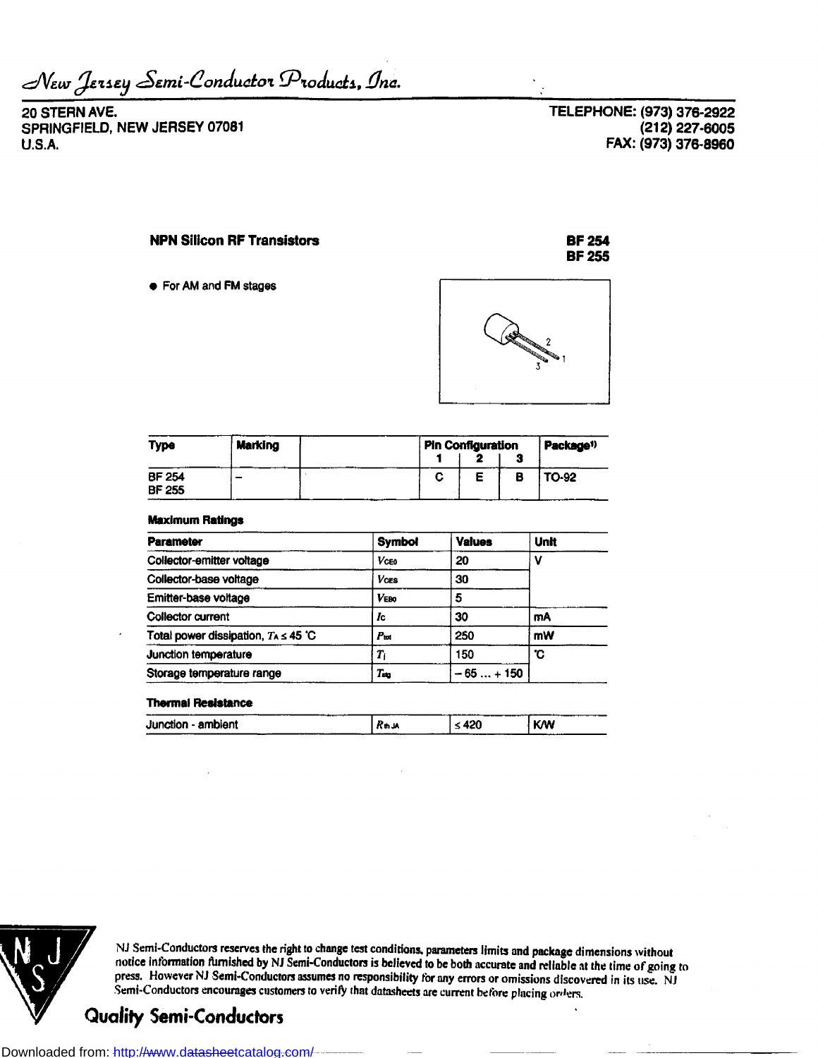New Jersey Semi-Conductor Products, Inc.

20 STERN AVE.
SPRINGFIELD, NEW JERSEY 07081
U.S.A.

TELEPHONE: (973) 376-2922
(212) 227-6005
FAX: (973) 376-8960

# NPN Silicon RF Transistors

**BF 254**
**BF 255**

- For AM and FM stages

| Type | Marking | | Pin Configuration 1 | 2 | 3 | Package[1] |
|---|---|---|---|---|---|---|
| BF 254<br>BF 255 | – | | C | E | B | TO-92 |

## Maximum Ratings

| Parameter | Symbol | Values | Unit |
|---|---|---|---|
| Collector-emitter voltage | $V_{CE0}$ | 20 | V |
| Collector-base voltage | $V_{CES}$ | 30 | |
| Emitter-base voltage | $V_{EB0}$ | 5 | |
| Collector current | $I_C$ | 30 | mA |
| Total power dissipation, $T_A \leq 45$ °C | $P_{tot}$ | 250 | mW |
| Junction temperature | $T_j$ | 150 | °C |
| Storage temperature range | $T_{stg}$ | – 65 ... + 150 | |

## Thermal Resistance

| | | | |
|---|---|---|---|
| Junction - ambient | $R_{th\,JA}$ | ≤ 420 | K/W |

NJ Semi-Conductors reserves the right to change test conditions, parameters limits and package dimensions without notice information furnished by NJ Semi-Conductors is believed to be both accurate and reliable at the time of going to press. However NJ Semi-Conductors assumes no responsibility for any errors or omissions discovered in its use. NJ Semi-Conductors encourages customers to verify that datasheets are current before placing orders.

**Quality Semi-Conductors**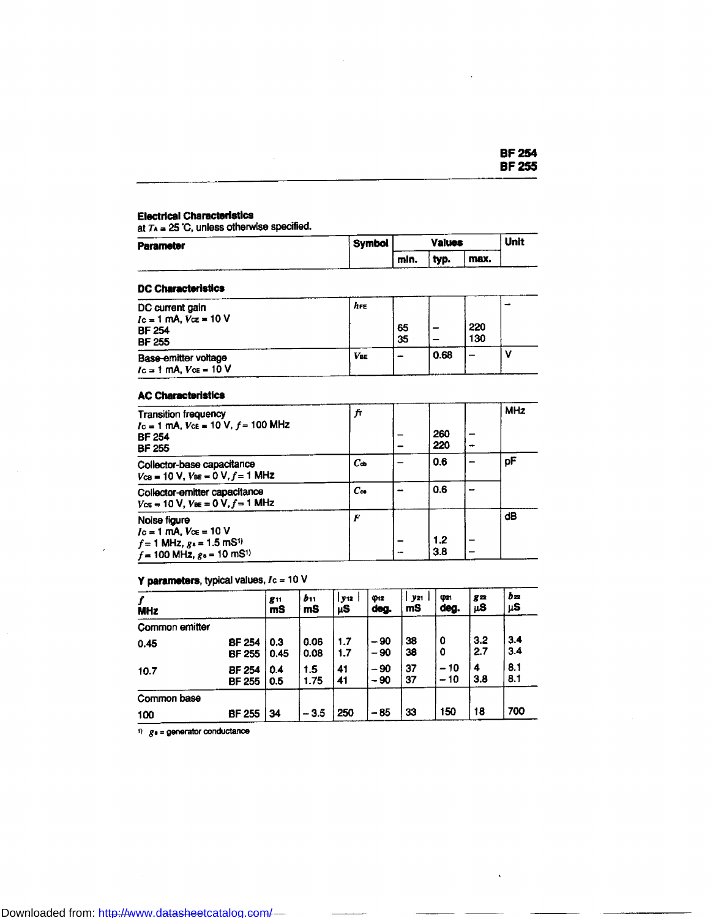## Electrical Characteristics

at $T_A$ = 25 °C, unless otherwise specified.

| Parameter | Symbol | Values min. | Values typ. | Values max. | Unit |
|---|---|---|---|---|---|
| **DC Characteristics** | | | | | |
| DC current gain<br>$I_C$ = 1 mA, $V_{CE}$ = 10 V<br>BF 254<br>BF 255 | $h_{FE}$ | <br><br>65<br>35 | <br><br>–<br>– | <br><br>220<br>130 | – |
| Base-emitter voltage<br>$I_C$ = 1 mA, $V_{CE}$ = 10 V | $V_{BE}$ | – | 0.68 | – | V |
| **AC Characteristics** | | | | | |
| Transition frequency<br>$I_C$ = 1 mA, $V_{CE}$ = 10 V, $f$ = 100 MHz<br>BF 254<br>BF 255 | $f_T$ | <br><br>–<br>– | <br><br>260<br>220 | <br><br>–<br>– | MHz |
| Collector-base capacitance<br>$V_{CB}$ = 10 V, $V_{BE}$ = 0 V, $f$ = 1 MHz | $C_{cb}$ | – | 0.6 | – | pF |
| Collector-emitter capacitance<br>$V_{CE}$ = 10 V, $V_{BE}$ = 0 V, $f$ = 1 MHz | $C_{ce}$ | – | 0.6 | – | |
| Noise figure<br>$I_C$ = 1 mA, $V_{CE}$ = 10 V<br>$f$ = 1 MHz, $g_s$ = 1.5 mS[1]<br>$f$ = 100 MHz, $g_s$ = 10 mS[1] | $F$ | <br><br>–<br>– | <br><br>1.2<br>3.8 | <br><br>–<br>– | dB |

**Y parameters**, typical values, $I_C$ = 10 V

| $f$ MHz | | $g_{11}$ mS | $b_{11}$ mS | $\|y_{12}\|$ µS | $\varphi_{12}$ deg. | $\|y_{21}\|$ mS | $\varphi_{21}$ deg. | $g_{22}$ µS | $b_{22}$ µS |
|---|---|---|---|---|---|---|---|---|---|
| Common emitter | | | | | | | | | |
| 0.45 | BF 254 | 0.3 | 0.06 | 1.7 | – 90 | 38 | 0 | 3.2 | 3.4 |
| | BF 255 | 0.45 | 0.08 | 1.7 | – 90 | 38 | 0 | 2.7 | 3.4 |
| 10.7 | BF 254 | 0.4 | 1.5 | 41 | – 90 | 37 | – 10 | 4 | 8.1 |
| | BF 255 | 0.5 | 1.75 | 41 | – 90 | 37 | – 10 | 3.8 | 8.1 |
| Common base | | | | | | | | | |
| 100 | BF 255 | 34 | – 3.5 | 250 | – 85 | 33 | 150 | 18 | 700 |

[1] $g_s$ = generator conductance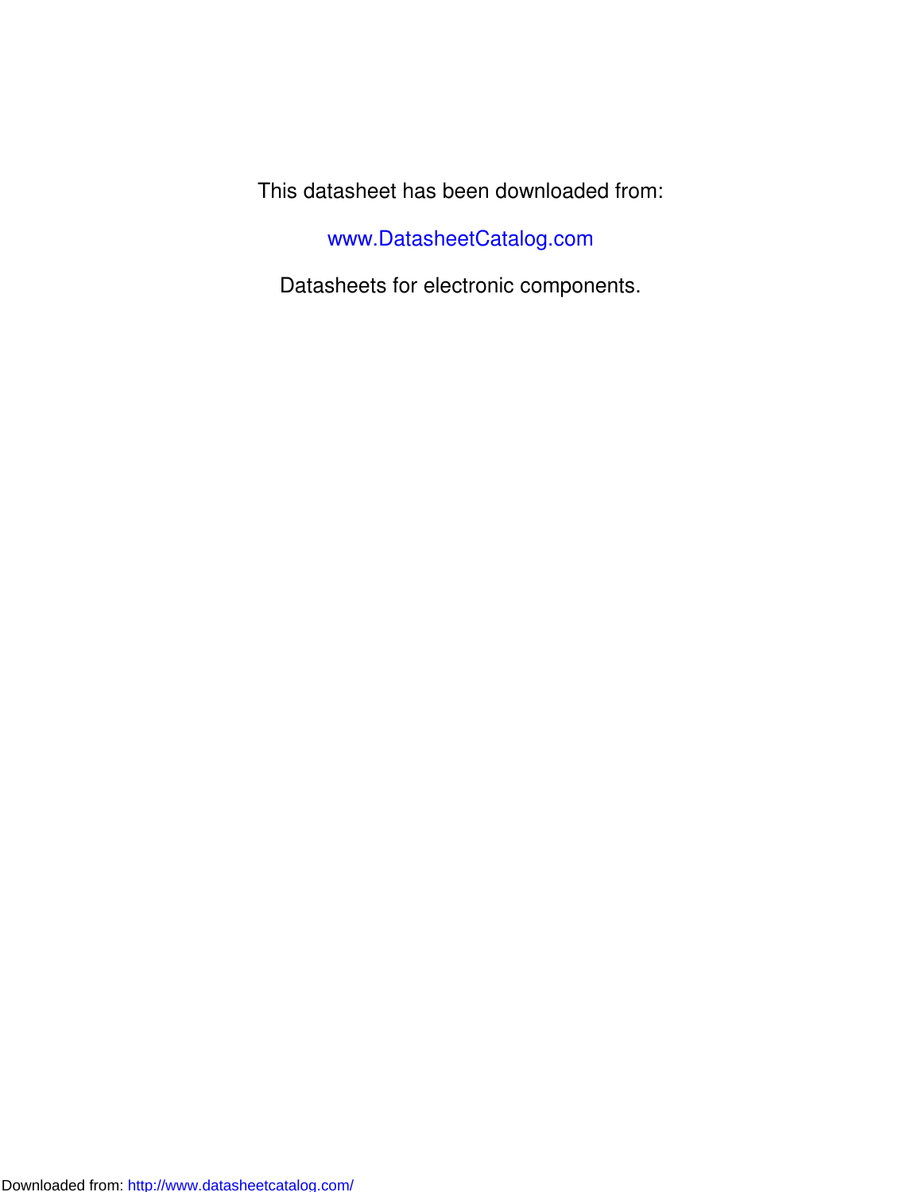This datasheet has been downloaded from:

www.DatasheetCatalog.com

Datasheets for electronic components.